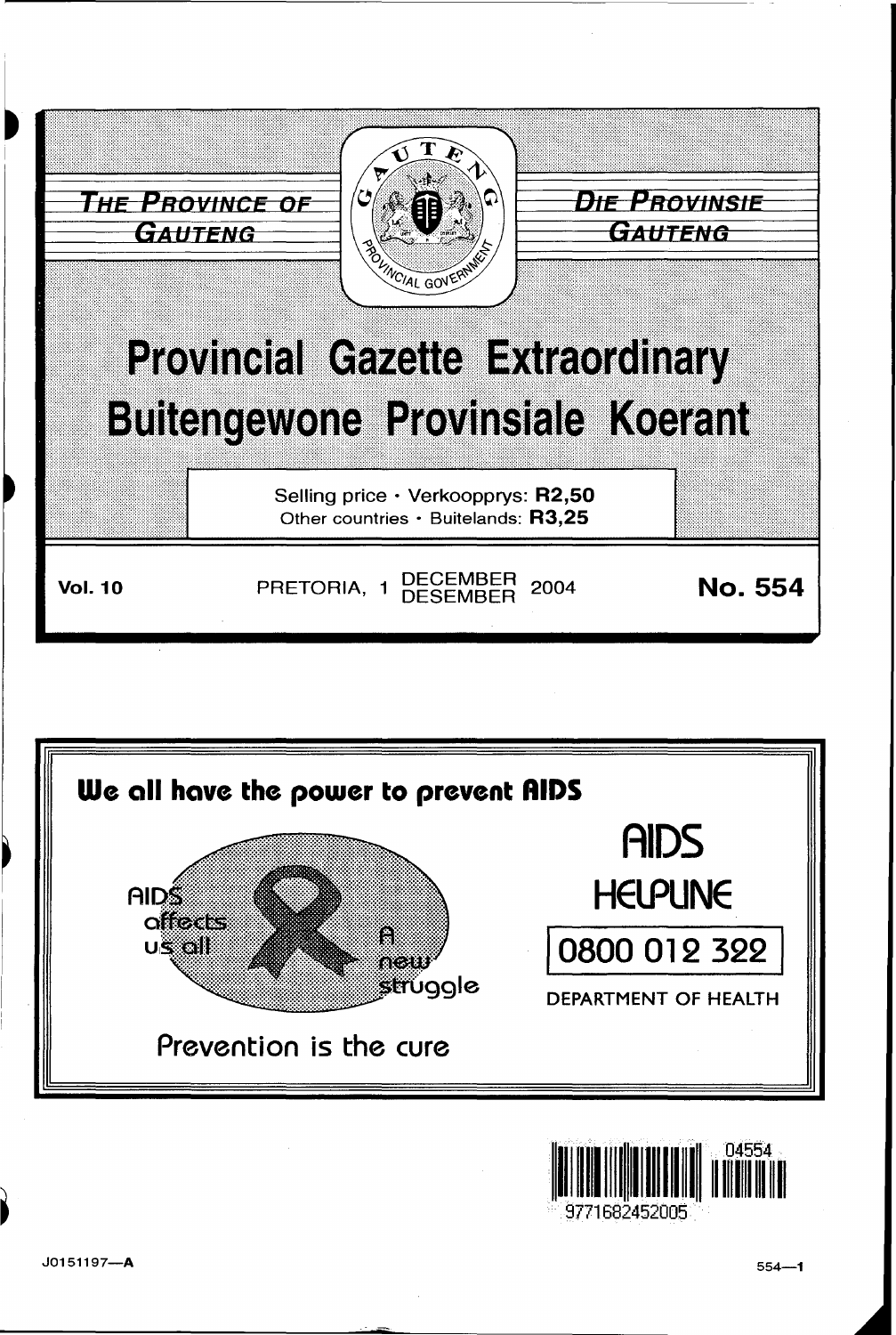THE PROVINCE OF GAUTENG

DIE PROVINSIE GAUTENG

# Provincial Gazette Extraordinary

# Buitengewone Provinsiale Koerant

Selling price · Verkoopprys: **R2,50**
Other countries · Buitelands: **R3,25**

**Vol. 10** PRETORIA, 1 DECEMBER / DESEMBER 2004 **No. 554**

**We all have the power to prevent AIDS**

AIDS affects us all

A new struggle

Prevention is the cure

AIDS HELPLINE

0800 012 322

DEPARTMENT OF HEALTH

J0151197—A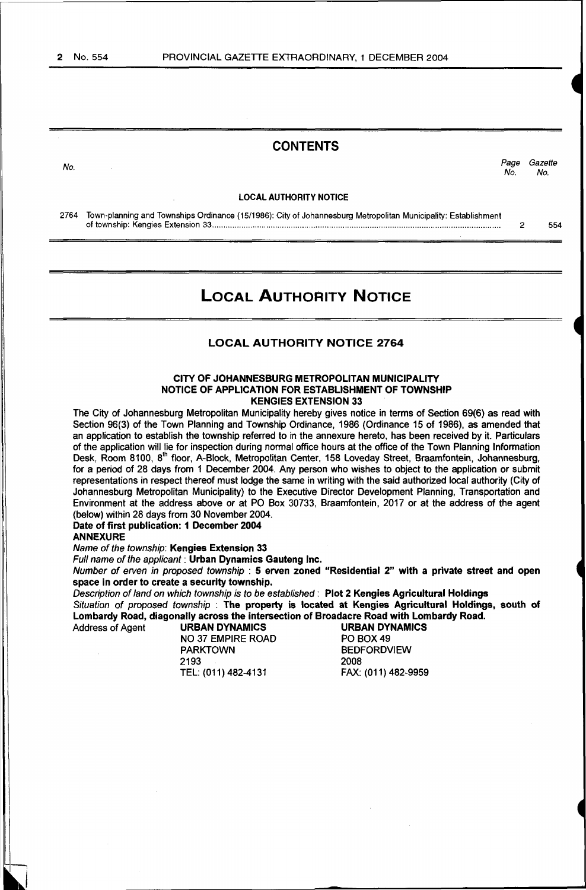## CONTENTS

| No. | | Page No. | Gazette No. |
|---|---|---|---|
| | **LOCAL AUTHORITY NOTICE** | | |
| 2764 | Town-planning and Townships Ordinance (15/1986): City of Johannesburg Metropolitan Municipality: Establishment of township: Kengies Extension 33 | 2 | 554 |

# LOCAL AUTHORITY NOTICE

## LOCAL AUTHORITY NOTICE 2764

### CITY OF JOHANNESBURG METROPOLITAN MUNICIPALITY
### NOTICE OF APPLICATION FOR ESTABLISHMENT OF TOWNSHIP
### KENGIES EXTENSION 33

The City of Johannesburg Metropolitan Municipality hereby gives notice in terms of Section 69(6) as read with Section 96(3) of the Town Planning and Township Ordinance, 1986 (Ordinance 15 of 1986), as amended that an application to establish the township referred to in the annexure hereto, has been received by it. Particulars of the application will lie for inspection during normal office hours at the office of the Town Planning Information Desk, Room 8100, 8th floor, A-Block, Metropolitan Center, 158 Loveday Street, Braamfontein, Johannesburg, for a period of 28 days from 1 December 2004. Any person who wishes to object to the application or submit representations in respect thereof must lodge the same in writing with the said authorized local authority (City of Johannesburg Metropolitan Municipality) to the Executive Director Development Planning, Transportation and Environment at the address above or at PO Box 30733, Braamfontein, 2017 or at the address of the agent (below) within 28 days from 30 November 2004.

**Date of first publication: 1 December 2004**

**ANNEXURE**

*Name of the township*: **Kengies Extension 33**

*Full name of the applicant* : **Urban Dynamics Gauteng Inc.**

*Number of erven in proposed township* : **5 erven zoned "Residential 2" with a private street and open space in order to create a security township.**

*Description of land on which township is to be established* : **Plot 2 Kengies Agricultural Holdings**

*Situation of proposed township* : **The property is located at Kengies Agricultural Holdings, south of Lombardy Road, diagonally across the intersection of Broadacre Road with Lombardy Road.**

Address of Agent

**URBAN DYNAMICS**
NO 37 EMPIRE ROAD
PARKTOWN
2193
TEL: (011) 482-4131

**URBAN DYNAMICS**
PO BOX 49
BEDFORDVIEW
2008
FAX: (011) 482-9959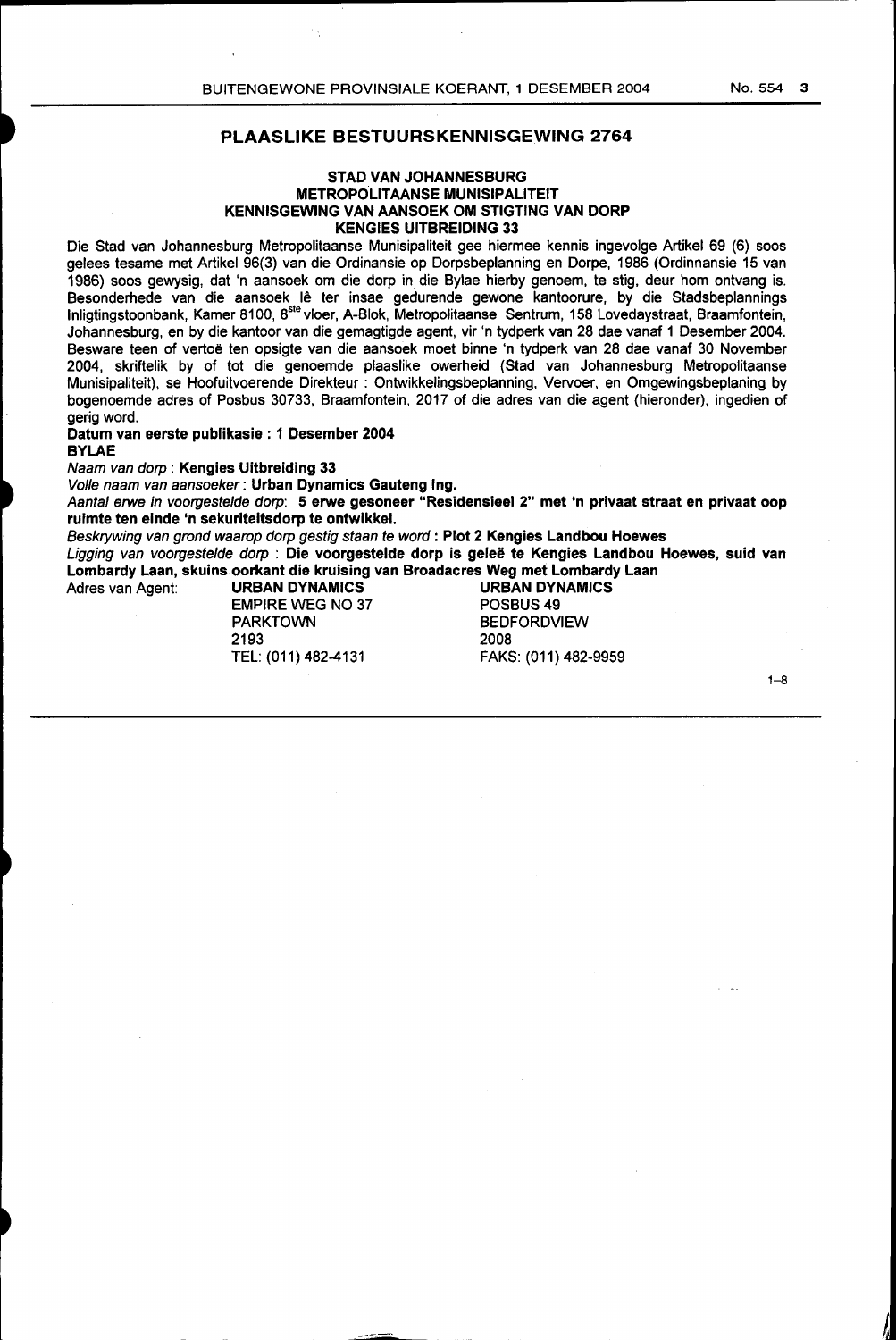## PLAASLIKE BESTUURSKENNISGEWING 2764

### STAD VAN JOHANNESBURG
### METROPOLITAANSE MUNISIPALITEIT
### KENNISGEWING VAN AANSOEK OM STIGTING VAN DORP
### KENGIES UITBREIDING 33

Die Stad van Johannesburg Metropolitaanse Munisipaliteit gee hiermee kennis ingevolge Artikel 69 (6) soos gelees tesame met Artikel 96(3) van die Ordinansie op Dorpsbeplanning en Dorpe, 1986 (Ordinnansie 15 van 1986) soos gewysig, dat 'n aansoek om die dorp in die Bylae hierby genoem, te stig, deur hom ontvang is. Besonderhede van die aansoek lê ter insae gedurende gewone kantoorure, by die Stadsbeplannings Inligtingstoonbank, Kamer 8100, 8ste vloer, A-Blok, Metropolitaanse Sentrum, 158 Lovedaystraat, Braamfontein, Johannesburg, en by die kantoor van die gemagtigde agent, vir 'n tydperk van 28 dae vanaf 1 Desember 2004. Besware teen of vertoë ten opsigte van die aansoek moet binne 'n tydperk van 28 dae vanaf 30 November 2004, skriftelik by of tot die genoemde plaaslike owerheid (Stad van Johannesburg Metropolitaanse Munisipaliteit), se Hoofuitvoerende Direkteur : Ontwikkelingsbeplanning, Vervoer, en Omgewingsbeplaning by bogenoemde adres of Posbus 30733, Braamfontein, 2017 of die adres van die agent (hieronder), ingedien of gerig word.

**Datum van eerste publikasie : 1 Desember 2004**

**BYLAE**

*Naam van dorp* : **Kengies Uitbreiding 33**

*Volle naam van aansoeker* : **Urban Dynamics Gauteng Ing.**

*Aantal erwe in voorgestelde dorp*: **5 erwe gesoneer "Residensieel 2" met 'n privaat straat en privaat oop ruimte ten einde 'n sekuriteitsdorp te ontwikkel.**

*Beskrywing van grond waarop dorp gestig staan te word* : **Plot 2 Kengies Landbou Hoewes**

*Ligging van voorgestelde dorp* : **Die voorgestelde dorp is geleë te Kengies Landbou Hoewes, suid van Lombardy Laan, skuins oorkant die kruising van Broadacres Weg met Lombardy Laan**

Adres van Agent:

**URBAN DYNAMICS**
EMPIRE WEG NO 37
PARKTOWN
2193
TEL: (011) 482-4131

**URBAN DYNAMICS**
POSBUS 49
BEDFORDVIEW
2008
FAKS: (011) 482-9959

1–8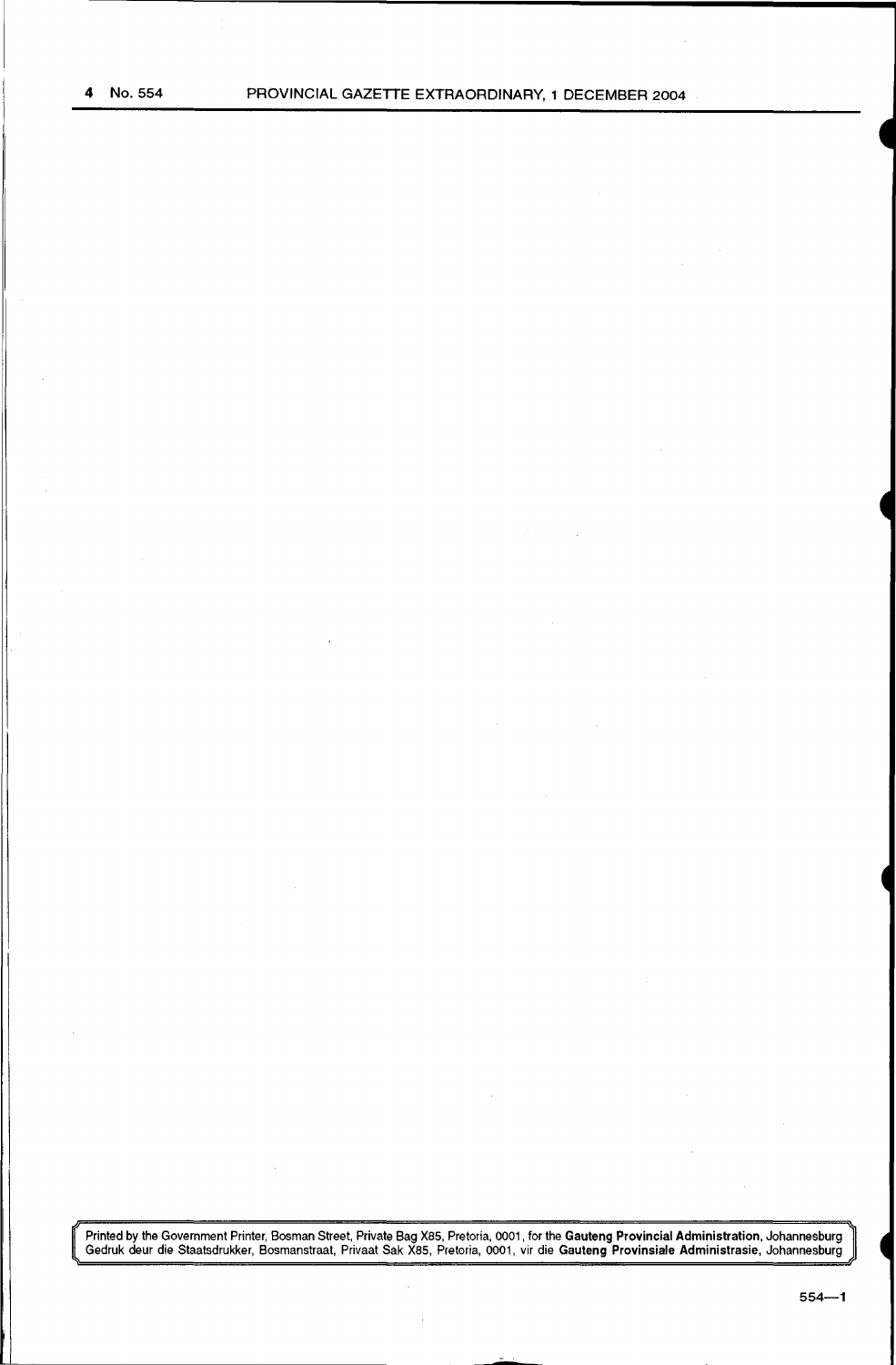Printed by the Government Printer, Bosman Street, Private Bag X85, Pretoria, 0001, for the **Gauteng Provincial Administration**, Johannesburg
Gedruk deur die Staatsdrukker, Bosmanstraat, Privaat Sak X85, Pretoria, 0001, vir die **Gauteng Provinsiale Administrasie**, Johannesburg

554—1